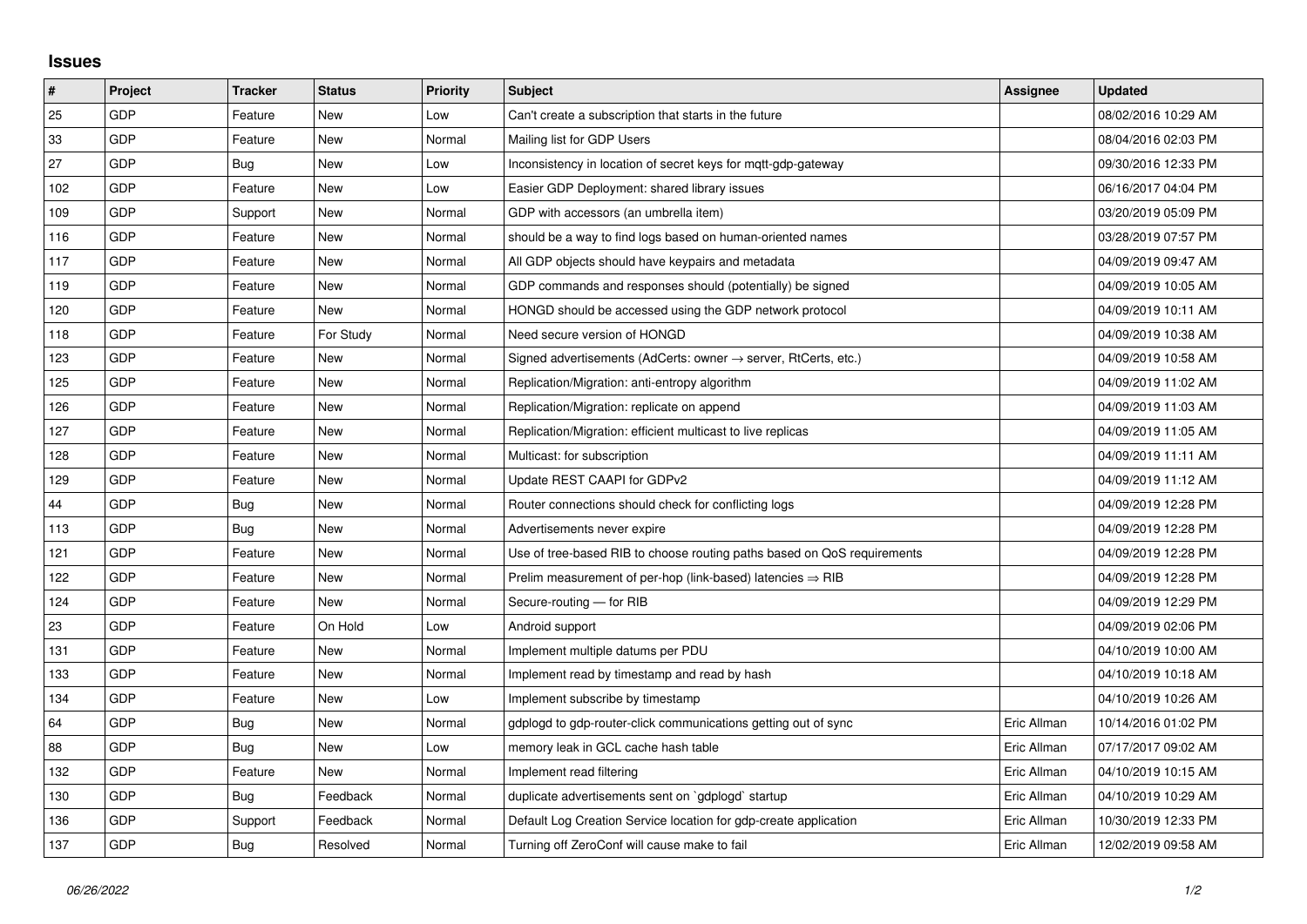## Issues

| # | Project | Tracker | Status | Priority | Subject | Assignee | Updated |
|---|---|---|---|---|---|---|---|
| 25 | GDP | Feature | New | Low | Can't create a subscription that starts in the future | | 08/02/2016 10:29 AM |
| 33 | GDP | Feature | New | Normal | Mailing list for GDP Users | | 08/04/2016 02:03 PM |
| 27 | GDP | Bug | New | Low | Inconsistency in location of secret keys for mqtt-gdp-gateway | | 09/30/2016 12:33 PM |
| 102 | GDP | Feature | New | Low | Easier GDP Deployment: shared library issues | | 06/16/2017 04:04 PM |
| 109 | GDP | Support | New | Normal | GDP with accessors (an umbrella item) | | 03/20/2019 05:09 PM |
| 116 | GDP | Feature | New | Normal | should be a way to find logs based on human-oriented names | | 03/28/2019 07:57 PM |
| 117 | GDP | Feature | New | Normal | All GDP objects should have keypairs and metadata | | 04/09/2019 09:47 AM |
| 119 | GDP | Feature | New | Normal | GDP commands and responses should (potentially) be signed | | 04/09/2019 10:05 AM |
| 120 | GDP | Feature | New | Normal | HONGD should be accessed using the GDP network protocol | | 04/09/2019 10:11 AM |
| 118 | GDP | Feature | For Study | Normal | Need secure version of HONGD | | 04/09/2019 10:38 AM |
| 123 | GDP | Feature | New | Normal | Signed advertisements (AdCerts: owner → server, RtCerts, etc.) | | 04/09/2019 10:58 AM |
| 125 | GDP | Feature | New | Normal | Replication/Migration: anti-entropy algorithm | | 04/09/2019 11:02 AM |
| 126 | GDP | Feature | New | Normal | Replication/Migration: replicate on append | | 04/09/2019 11:03 AM |
| 127 | GDP | Feature | New | Normal | Replication/Migration: efficient multicast to live replicas | | 04/09/2019 11:05 AM |
| 128 | GDP | Feature | New | Normal | Multicast: for subscription | | 04/09/2019 11:11 AM |
| 129 | GDP | Feature | New | Normal | Update REST CAAPI for GDPv2 | | 04/09/2019 11:12 AM |
| 44 | GDP | Bug | New | Normal | Router connections should check for conflicting logs | | 04/09/2019 12:28 PM |
| 113 | GDP | Bug | New | Normal | Advertisements never expire | | 04/09/2019 12:28 PM |
| 121 | GDP | Feature | New | Normal | Use of tree-based RIB to choose routing paths based on QoS requirements | | 04/09/2019 12:28 PM |
| 122 | GDP | Feature | New | Normal | Prelim measurement of per-hop (link-based) latencies ⇒ RIB | | 04/09/2019 12:28 PM |
| 124 | GDP | Feature | New | Normal | Secure-routing — for RIB | | 04/09/2019 12:29 PM |
| 23 | GDP | Feature | On Hold | Low | Android support | | 04/09/2019 02:06 PM |
| 131 | GDP | Feature | New | Normal | Implement multiple datums per PDU | | 04/10/2019 10:00 AM |
| 133 | GDP | Feature | New | Normal | Implement read by timestamp and read by hash | | 04/10/2019 10:18 AM |
| 134 | GDP | Feature | New | Low | Implement subscribe by timestamp | | 04/10/2019 10:26 AM |
| 64 | GDP | Bug | New | Normal | gdplogd to gdp-router-click communications getting out of sync | Eric Allman | 10/14/2016 01:02 PM |
| 88 | GDP | Bug | New | Low | memory leak in GCL cache hash table | Eric Allman | 07/17/2017 09:02 AM |
| 132 | GDP | Feature | New | Normal | Implement read filtering | Eric Allman | 04/10/2019 10:15 AM |
| 130 | GDP | Bug | Feedback | Normal | duplicate advertisements sent on `gdplogd` startup | Eric Allman | 04/10/2019 10:29 AM |
| 136 | GDP | Support | Feedback | Normal | Default Log Creation Service location for gdp-create application | Eric Allman | 10/30/2019 12:33 PM |
| 137 | GDP | Bug | Resolved | Normal | Turning off ZeroConf will cause make to fail | Eric Allman | 12/02/2019 09:58 AM |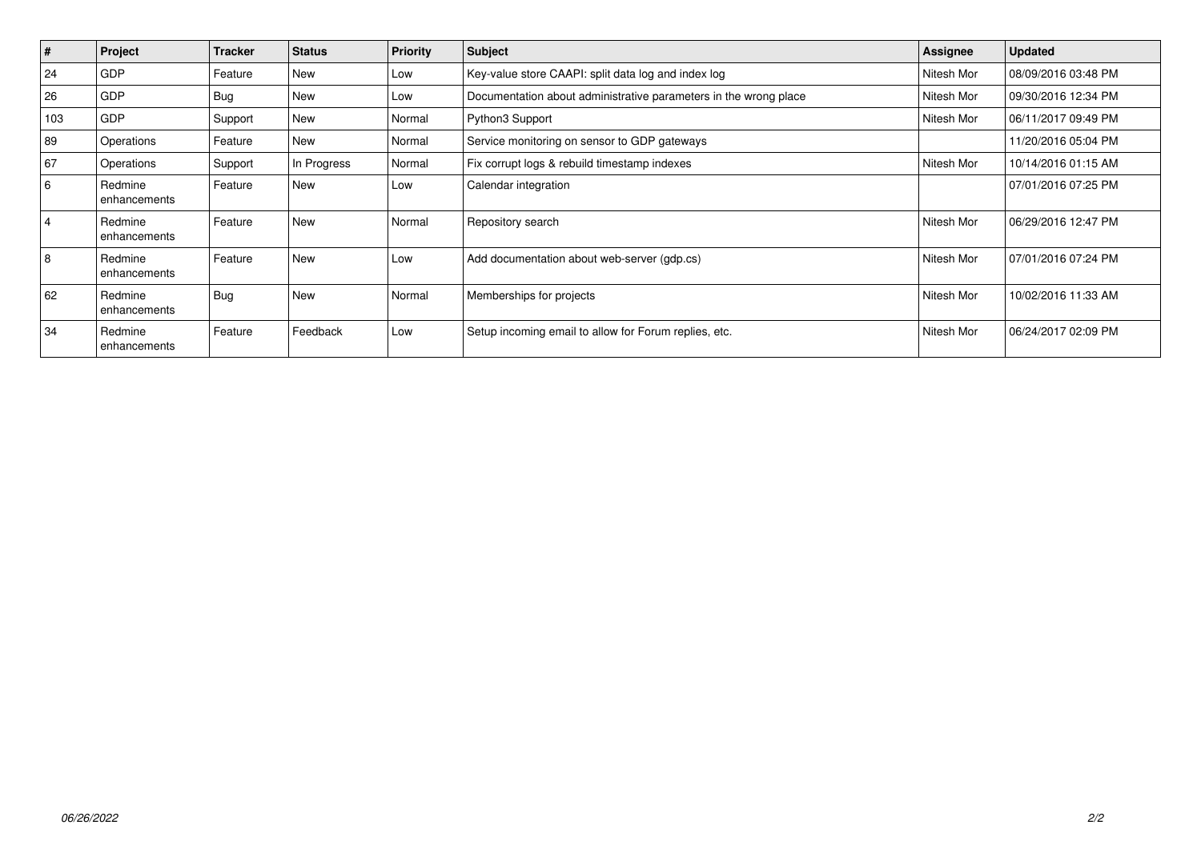| # | Project | Tracker | Status | Priority | Subject | Assignee | Updated |
|---|---|---|---|---|---|---|---|
| 24 | GDP | Feature | New | Low | Key-value store CAAPI: split data log and index log | Nitesh Mor | 08/09/2016 03:48 PM |
| 26 | GDP | Bug | New | Low | Documentation about administrative parameters in the wrong place | Nitesh Mor | 09/30/2016 12:34 PM |
| 103 | GDP | Support | New | Normal | Python3 Support | Nitesh Mor | 06/11/2017 09:49 PM |
| 89 | Operations | Feature | New | Normal | Service monitoring on sensor to GDP gateways | | 11/20/2016 05:04 PM |
| 67 | Operations | Support | In Progress | Normal | Fix corrupt logs & rebuild timestamp indexes | Nitesh Mor | 10/14/2016 01:15 AM |
| 6 | Redmine enhancements | Feature | New | Low | Calendar integration | | 07/01/2016 07:25 PM |
| 4 | Redmine enhancements | Feature | New | Normal | Repository search | Nitesh Mor | 06/29/2016 12:47 PM |
| 8 | Redmine enhancements | Feature | New | Low | Add documentation about web-server (gdp.cs) | Nitesh Mor | 07/01/2016 07:24 PM |
| 62 | Redmine enhancements | Bug | New | Normal | Memberships for projects | Nitesh Mor | 10/02/2016 11:33 AM |
| 34 | Redmine enhancements | Feature | Feedback | Low | Setup incoming email to allow for Forum replies, etc. | Nitesh Mor | 06/24/2017 02:09 PM |

*06/26/2022*